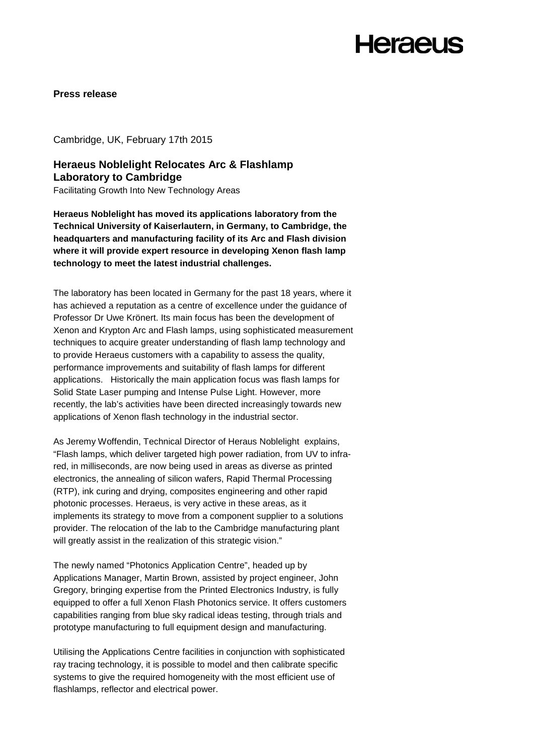**Press release**

Cambridge, UK, February 17th 2015

## Heraeus Noblelight Relocates Arc & Flashlamp Laboratory to Cambridge

Facilitating Growth Into New Technology Areas

**Heraeus Noblelight has moved its applications laboratory from the Technical University of Kaiserlautern, in Germany, to Cambridge, the headquarters and manufacturing facility of its Arc and Flash division where it will provide expert resource in developing Xenon flash lamp technology to meet the latest industrial challenges.**

The laboratory has been located in Germany for the past 18 years, where it has achieved a reputation as a centre of excellence under the guidance of Professor Dr Uwe Krönert. Its main focus has been the development of Xenon and Krypton Arc and Flash lamps, using sophisticated measurement techniques to acquire greater understanding of flash lamp technology and to provide Heraeus customers with a capability to assess the quality, performance improvements and suitability of flash lamps for different applications. Historically the main application focus was flash lamps for Solid State Laser pumping and Intense Pulse Light. However, more recently, the lab's activities have been directed increasingly towards new applications of Xenon flash technology in the industrial sector.

As Jeremy Woffendin, Technical Director of Heraus Noblelight explains, "Flash lamps, which deliver targeted high power radiation, from UV to infra-red, in milliseconds, are now being used in areas as diverse as printed electronics, the annealing of silicon wafers, Rapid Thermal Processing (RTP), ink curing and drying, composites engineering and other rapid photonic processes. Heraeus, is very active in these areas, as it implements its strategy to move from a component supplier to a solutions provider. The relocation of the lab to the Cambridge manufacturing plant will greatly assist in the realization of this strategic vision."

The newly named "Photonics Application Centre", headed up by Applications Manager, Martin Brown, assisted by project engineer, John Gregory, bringing expertise from the Printed Electronics Industry, is fully equipped to offer a full Xenon Flash Photonics service. It offers customers capabilities ranging from blue sky radical ideas testing, through trials and prototype manufacturing to full equipment design and manufacturing.

Utilising the Applications Centre facilities in conjunction with sophisticated ray tracing technology, it is possible to model and then calibrate specific systems to give the required homogeneity with the most efficient use of flashlamps, reflector and electrical power.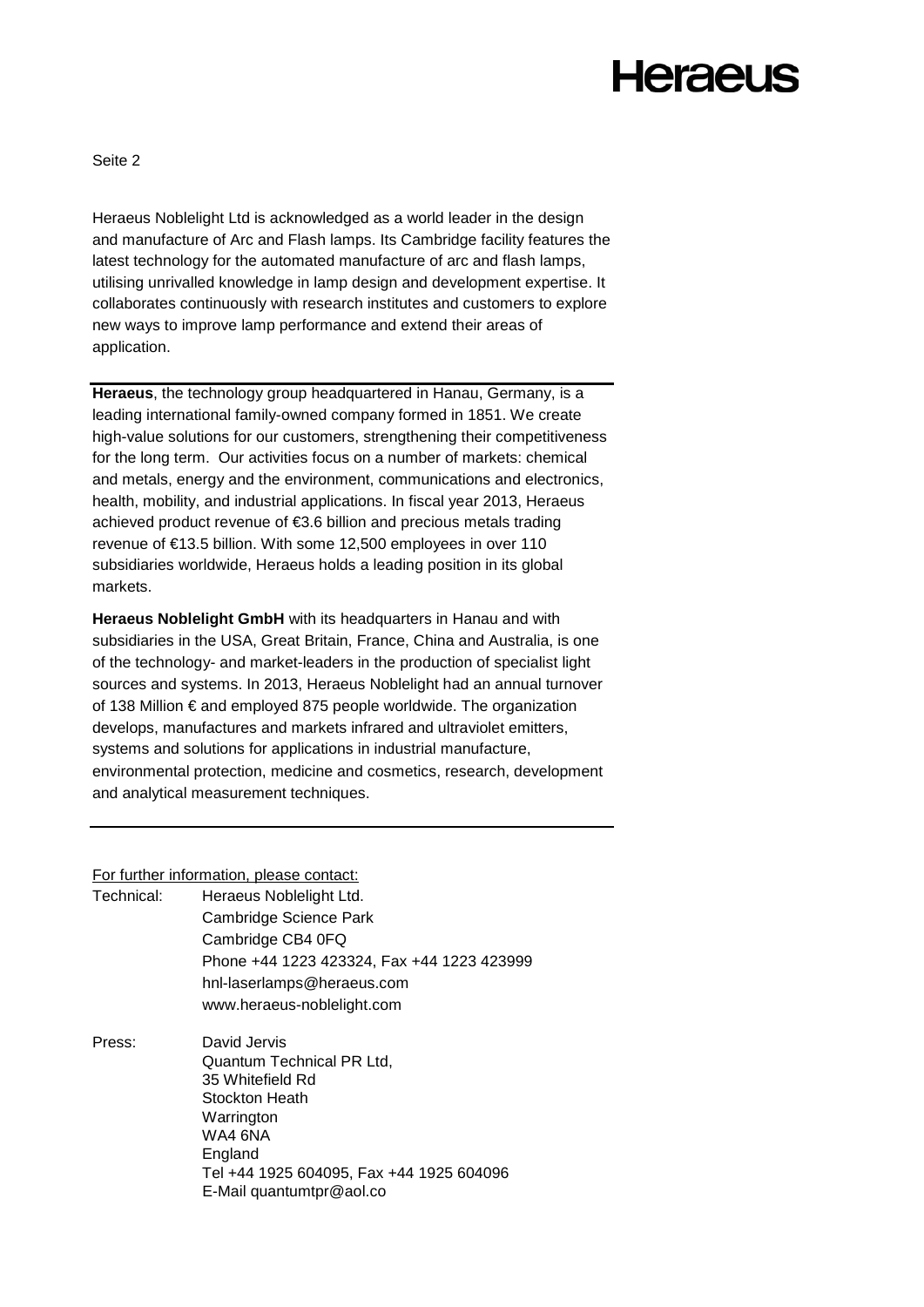Heraeus Noblelight Ltd is acknowledged as a world leader in the design and manufacture of Arc and Flash lamps. Its Cambridge facility features the latest technology for the automated manufacture of arc and flash lamps, utilising unrivalled knowledge in lamp design and development expertise. It collaborates continuously with research institutes and customers to explore new ways to improve lamp performance and extend their areas of application.

---

**Heraeus**, the technology group headquartered in Hanau, Germany, is a leading international family-owned company formed in 1851. We create high-value solutions for our customers, strengthening their competitiveness for the long term. Our activities focus on a number of markets: chemical and metals, energy and the environment, communications and electronics, health, mobility, and industrial applications. In fiscal year 2013, Heraeus achieved product revenue of €3.6 billion and precious metals trading revenue of €13.5 billion. With some 12,500 employees in over 110 subsidiaries worldwide, Heraeus holds a leading position in its global markets.

**Heraeus Noblelight GmbH** with its headquarters in Hanau and with subsidiaries in the USA, Great Britain, France, China and Australia, is one of the technology- and market-leaders in the production of specialist light sources and systems. In 2013, Heraeus Noblelight had an annual turnover of 138 Million € and employed 875 people worldwide. The organization develops, manufactures and markets infrared and ultraviolet emitters, systems and solutions for applications in industrial manufacture, environmental protection, medicine and cosmetics, research, development and analytical measurement techniques.

---

For further information, please contact:

Technical:
Heraeus Noblelight Ltd.
Cambridge Science Park
Cambridge CB4 0FQ
Phone +44 1223 423324, Fax +44 1223 423999
hnl-laserlamps@heraeus.com
www.heraeus-noblelight.com

Press:
David Jervis
Quantum Technical PR Ltd,
35 Whitefield Rd
Stockton Heath
Warrington
WA4 6NA
England
Tel +44 1925 604095, Fax +44 1925 604096
E-Mail quantumtpr@aol.co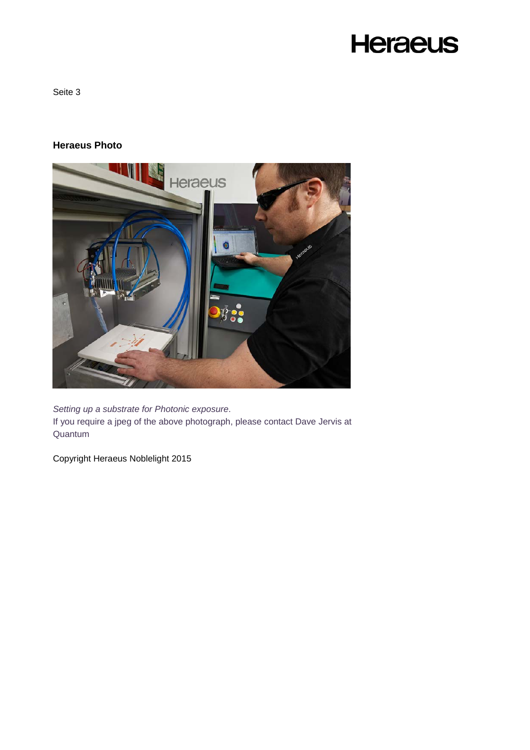**Heraeus Photo**

*Setting up a substrate for Photonic exposure*.
If you require a jpeg of the above photograph, please contact Dave Jervis at Quantum

Copyright Heraeus Noblelight 2015